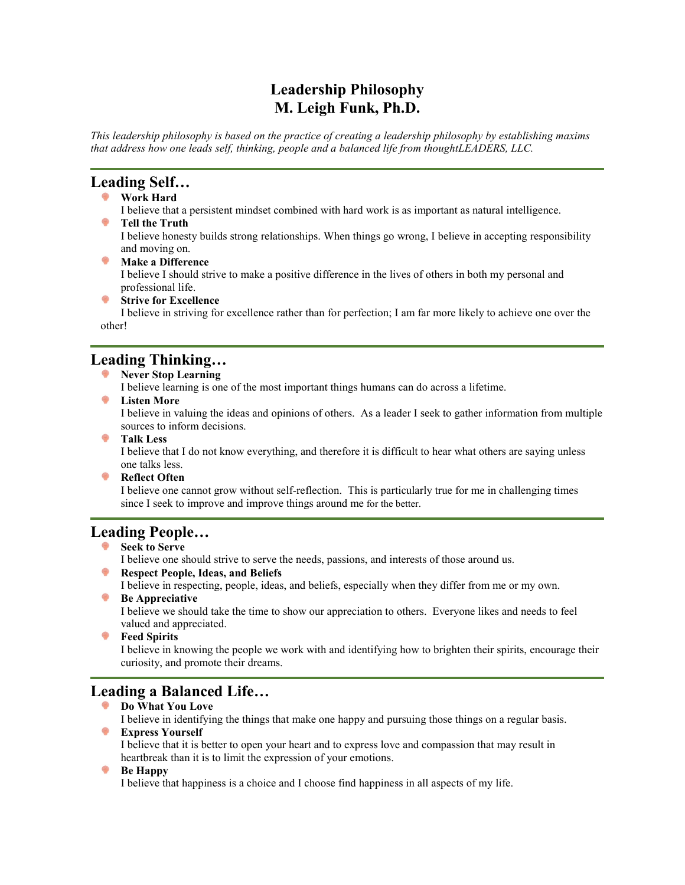# Leadership Philosophy
# M. Leigh Funk, Ph.D.

*This leadership philosophy is based on the practice of creating a leadership philosophy by establishing maxims that address how one leads self, thinking, people and a balanced life from thoughtLEADERS, LLC.*

---

## Leading Self…

- **Work Hard**
  I believe that a persistent mindset combined with hard work is as important as natural intelligence.
- **Tell the Truth**
  I believe honesty builds strong relationships. When things go wrong, I believe in accepting responsibility and moving on.
- **Make a Difference**
  I believe I should strive to make a positive difference in the lives of others in both my personal and professional life.
- **Strive for Excellence**
  I believe in striving for excellence rather than for perfection; I am far more likely to achieve one over the other!

---

## Leading Thinking…

- **Never Stop Learning**
  I believe learning is one of the most important things humans can do across a lifetime.
- **Listen More**
  I believe in valuing the ideas and opinions of others. As a leader I seek to gather information from multiple sources to inform decisions.
- **Talk Less**
  I believe that I do not know everything, and therefore it is difficult to hear what others are saying unless one talks less.
- **Reflect Often**
  I believe one cannot grow without self-reflection. This is particularly true for me in challenging times since I seek to improve and improve things around me for the better.

---

## Leading People…

- **Seek to Serve**
  I believe one should strive to serve the needs, passions, and interests of those around us.
- **Respect People, Ideas, and Beliefs**
  I believe in respecting, people, ideas, and beliefs, especially when they differ from me or my own.
- **Be Appreciative**
  I believe we should take the time to show our appreciation to others. Everyone likes and needs to feel valued and appreciated.
- **Feed Spirits**
  I believe in knowing the people we work with and identifying how to brighten their spirits, encourage their curiosity, and promote their dreams.

---

## Leading a Balanced Life…

- **Do What You Love**
  I believe in identifying the things that make one happy and pursuing those things on a regular basis.
- **Express Yourself**
  I believe that it is better to open your heart and to express love and compassion that may result in heartbreak than it is to limit the expression of your emotions.
- **Be Happy**
  I believe that happiness is a choice and I choose find happiness in all aspects of my life.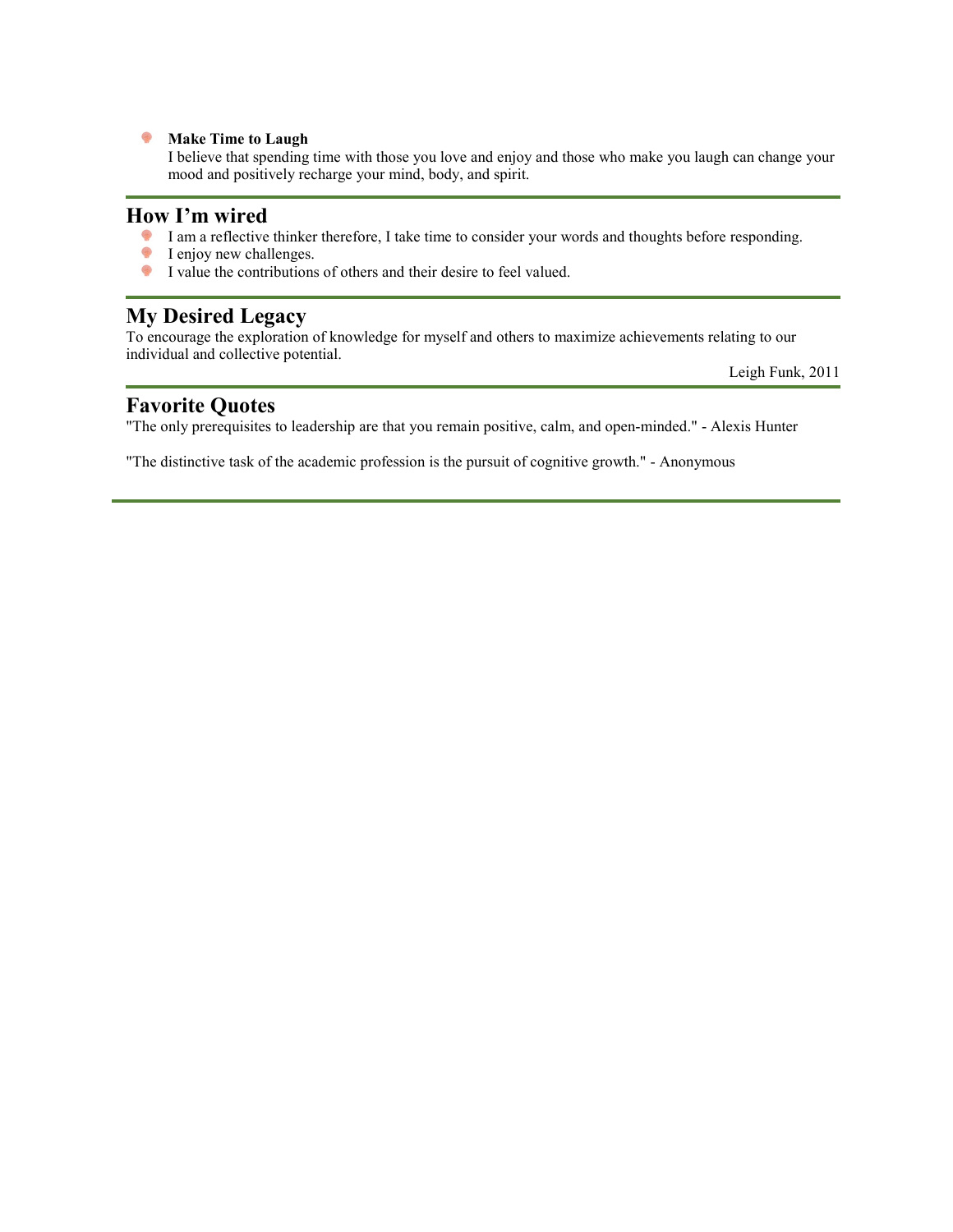- **Make Time to Laugh**
  I believe that spending time with those you love and enjoy and those who make you laugh can change your mood and positively recharge your mind, body, and spirit.

---

## How I'm wired

- I am a reflective thinker therefore, I take time to consider your words and thoughts before responding.
- I enjoy new challenges.
- I value the contributions of others and their desire to feel valued.

---

## My Desired Legacy

To encourage the exploration of knowledge for myself and others to maximize achievements relating to our individual and collective potential.

Leigh Funk, 2011

---

## Favorite Quotes

"The only prerequisites to leadership are that you remain positive, calm, and open-minded." - Alexis Hunter

"The distinctive task of the academic profession is the pursuit of cognitive growth." - Anonymous

---